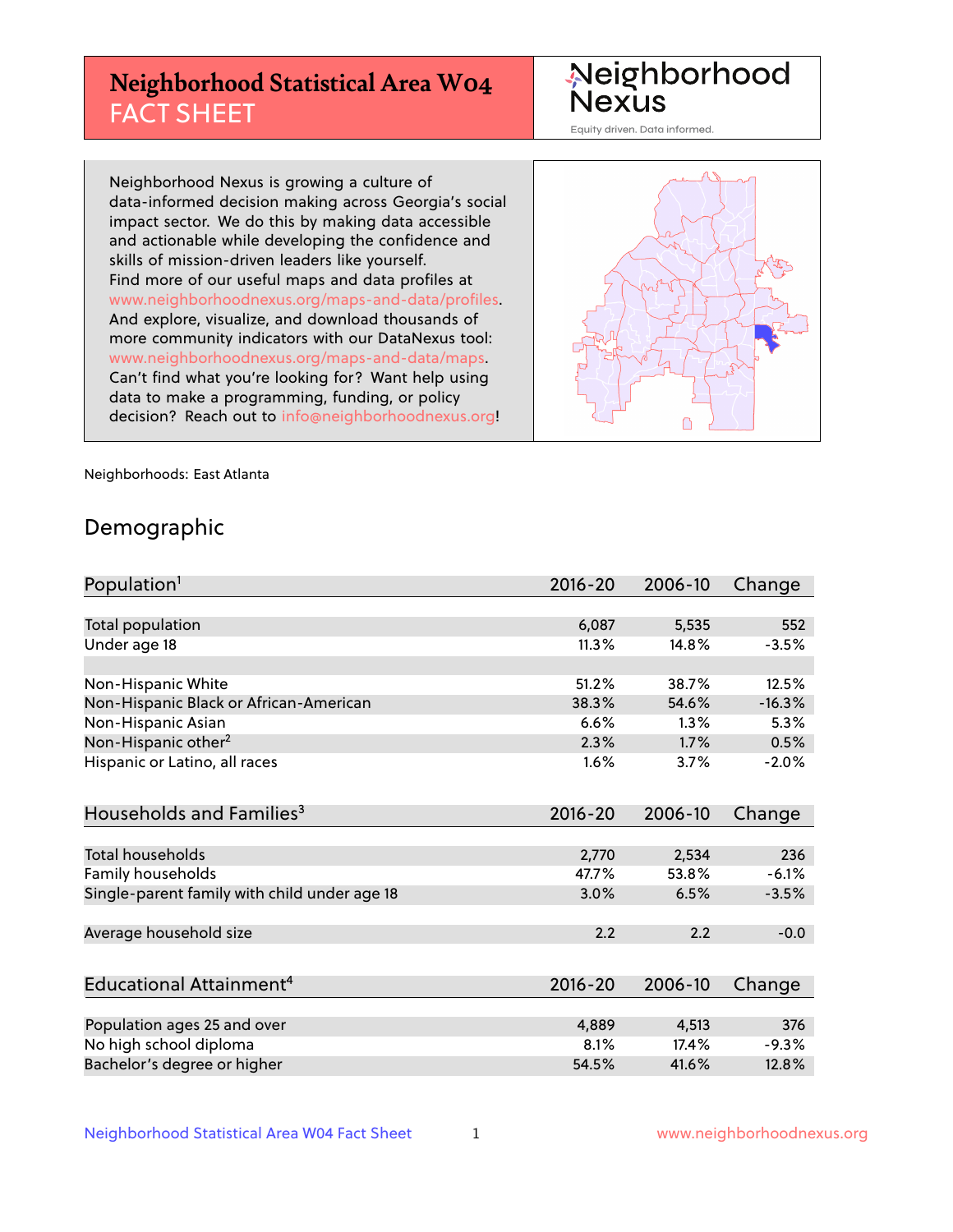# Neighborhood Statistical Area W04 FACT SHEET

Neighborhood Nexus

Equity driven. Data informed.

Neighborhood Nexus is growing a culture of data-informed decision making across Georgia's social impact sector. We do this by making data accessible and actionable while developing the confidence and skills of mission-driven leaders like yourself. Find more of our useful maps and data profiles at www.neighborhoodnexus.org/maps-and-data/profiles. And explore, visualize, and download thousands of more community indicators with our DataNexus tool: www.neighborhoodnexus.org/maps-and-data/maps. Can't find what you're looking for? Want help using data to make a programming, funding, or policy decision? Reach out to info@neighborhoodnexus.org!

Neighborhoods: East Atlanta

## Demographic

| Population[1] | 2016-20 | 2006-10 | Change |
|---|---|---|---|
| Total population | 6,087 | 5,535 | 552 |
| Under age 18 | 11.3% | 14.8% | -3.5% |
| | | | |
| Non-Hispanic White | 51.2% | 38.7% | 12.5% |
| Non-Hispanic Black or African-American | 38.3% | 54.6% | -16.3% |
| Non-Hispanic Asian | 6.6% | 1.3% | 5.3% |
| Non-Hispanic other[2] | 2.3% | 1.7% | 0.5% |
| Hispanic or Latino, all races | 1.6% | 3.7% | -2.0% |

| Households and Families[3] | 2016-20 | 2006-10 | Change |
|---|---|---|---|
| Total households | 2,770 | 2,534 | 236 |
| Family households | 47.7% | 53.8% | -6.1% |
| Single-parent family with child under age 18 | 3.0% | 6.5% | -3.5% |
| | | | |
| Average household size | 2.2 | 2.2 | -0.0 |

| Educational Attainment[4] | 2016-20 | 2006-10 | Change |
|---|---|---|---|
| Population ages 25 and over | 4,889 | 4,513 | 376 |
| No high school diploma | 8.1% | 17.4% | -9.3% |
| Bachelor's degree or higher | 54.5% | 41.6% | 12.8% |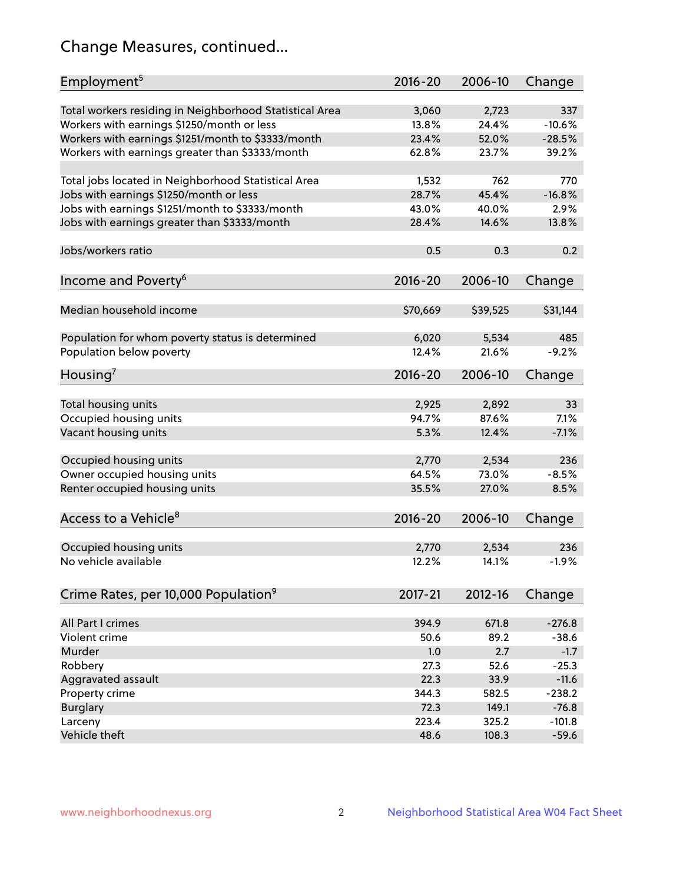## Change Measures, continued...

| Employment[5] | 2016-20 | 2006-10 | Change |
|---|---|---|---|
| Total workers residing in Neighborhood Statistical Area | 3,060 | 2,723 | 337 |
| Workers with earnings $1250/month or less | 13.8% | 24.4% | -10.6% |
| Workers with earnings $1251/month to $3333/month | 23.4% | 52.0% | -28.5% |
| Workers with earnings greater than $3333/month | 62.8% | 23.7% | 39.2% |
| | | | |
| Total jobs located in Neighborhood Statistical Area | 1,532 | 762 | 770 |
| Jobs with earnings $1250/month or less | 28.7% | 45.4% | -16.8% |
| Jobs with earnings $1251/month to $3333/month | 43.0% | 40.0% | 2.9% |
| Jobs with earnings greater than $3333/month | 28.4% | 14.6% | 13.8% |
| | | | |
| Jobs/workers ratio | 0.5 | 0.3 | 0.2 |

| Income and Poverty[6] | 2016-20 | 2006-10 | Change |
|---|---|---|---|
| Median household income | $70,669 | $39,525 | $31,144 |
| | | | |
| Population for whom poverty status is determined | 6,020 | 5,534 | 485 |
| Population below poverty | 12.4% | 21.6% | -9.2% |

| Housing[7] | 2016-20 | 2006-10 | Change |
|---|---|---|---|
| Total housing units | 2,925 | 2,892 | 33 |
| Occupied housing units | 94.7% | 87.6% | 7.1% |
| Vacant housing units | 5.3% | 12.4% | -7.1% |
| | | | |
| Occupied housing units | 2,770 | 2,534 | 236 |
| Owner occupied housing units | 64.5% | 73.0% | -8.5% |
| Renter occupied housing units | 35.5% | 27.0% | 8.5% |

| Access to a Vehicle[8] | 2016-20 | 2006-10 | Change |
|---|---|---|---|
| Occupied housing units | 2,770 | 2,534 | 236 |
| No vehicle available | 12.2% | 14.1% | -1.9% |

| Crime Rates, per 10,000 Population[9] | 2017-21 | 2012-16 | Change |
|---|---|---|---|
| All Part I crimes | 394.9 | 671.8 | -276.8 |
| Violent crime | 50.6 | 89.2 | -38.6 |
| Murder | 1.0 | 2.7 | -1.7 |
| Robbery | 27.3 | 52.6 | -25.3 |
| Aggravated assault | 22.3 | 33.9 | -11.6 |
| Property crime | 344.3 | 582.5 | -238.2 |
| Burglary | 72.3 | 149.1 | -76.8 |
| Larceny | 223.4 | 325.2 | -101.8 |
| Vehicle theft | 48.6 | 108.3 | -59.6 |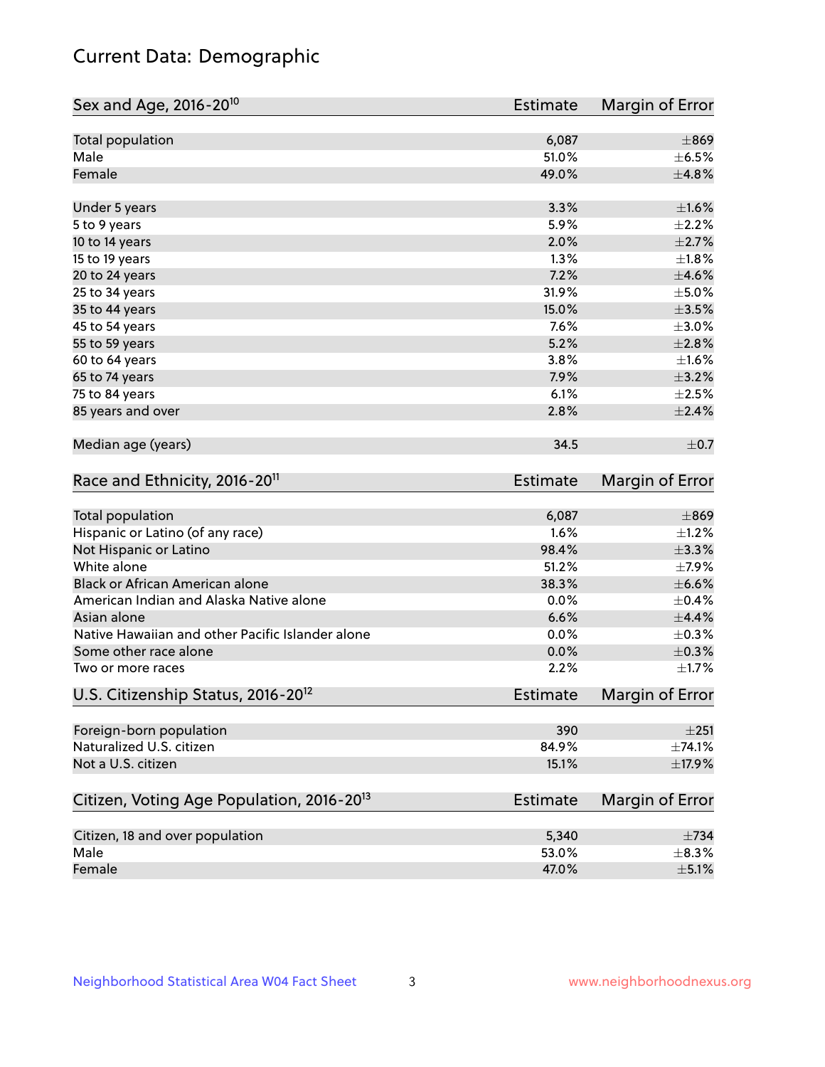# Current Data: Demographic

| Sex and Age, 2016-20[10] | Estimate | Margin of Error |
|---|---|---|
| Total population | 6,087 | ±869 |
| Male | 51.0% | ±6.5% |
| Female | 49.0% | ±4.8% |
| | | |
| Under 5 years | 3.3% | ±1.6% |
| 5 to 9 years | 5.9% | ±2.2% |
| 10 to 14 years | 2.0% | ±2.7% |
| 15 to 19 years | 1.3% | ±1.8% |
| 20 to 24 years | 7.2% | ±4.6% |
| 25 to 34 years | 31.9% | ±5.0% |
| 35 to 44 years | 15.0% | ±3.5% |
| 45 to 54 years | 7.6% | ±3.0% |
| 55 to 59 years | 5.2% | ±2.8% |
| 60 to 64 years | 3.8% | ±1.6% |
| 65 to 74 years | 7.9% | ±3.2% |
| 75 to 84 years | 6.1% | ±2.5% |
| 85 years and over | 2.8% | ±2.4% |
| | | |
| Median age (years) | 34.5 | ±0.7 |

| Race and Ethnicity, 2016-20[11] | Estimate | Margin of Error |
|---|---|---|
| Total population | 6,087 | ±869 |
| Hispanic or Latino (of any race) | 1.6% | ±1.2% |
| Not Hispanic or Latino | 98.4% | ±3.3% |
| White alone | 51.2% | ±7.9% |
| Black or African American alone | 38.3% | ±6.6% |
| American Indian and Alaska Native alone | 0.0% | ±0.4% |
| Asian alone | 6.6% | ±4.4% |
| Native Hawaiian and other Pacific Islander alone | 0.0% | ±0.3% |
| Some other race alone | 0.0% | ±0.3% |
| Two or more races | 2.2% | ±1.7% |

| U.S. Citizenship Status, 2016-20[12] | Estimate | Margin of Error |
|---|---|---|
| Foreign-born population | 390 | ±251 |
| Naturalized U.S. citizen | 84.9% | ±74.1% |
| Not a U.S. citizen | 15.1% | ±17.9% |

| Citizen, Voting Age Population, 2016-20[13] | Estimate | Margin of Error |
|---|---|---|
| Citizen, 18 and over population | 5,340 | ±734 |
| Male | 53.0% | ±8.3% |
| Female | 47.0% | ±5.1% |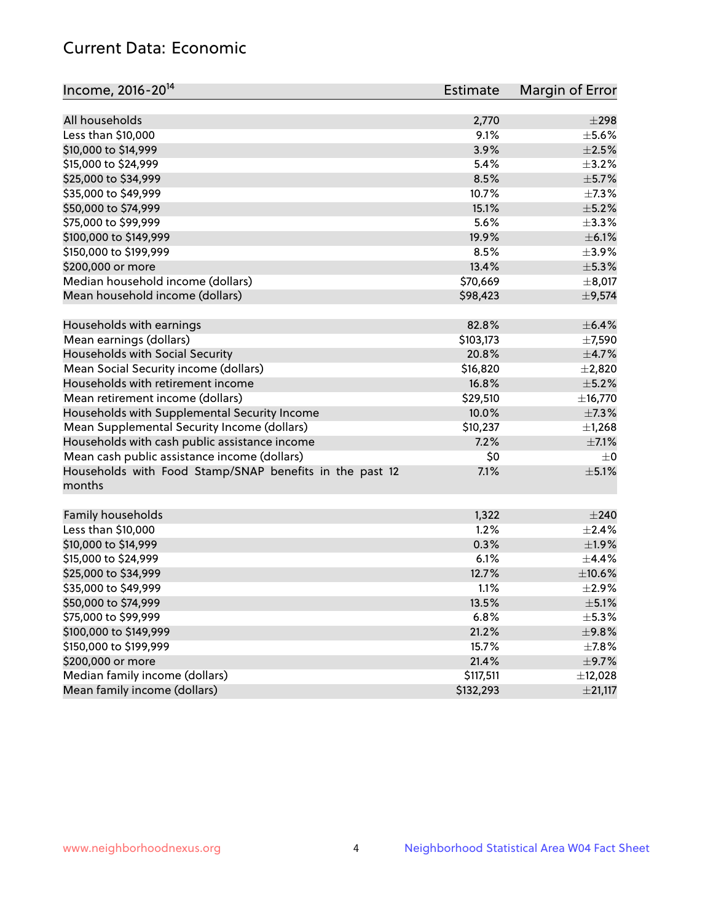## Current Data: Economic

| Income, 2016-20[14] | Estimate | Margin of Error |
|---|---|---|
| All households | 2,770 | ±298 |
| Less than $10,000 | 9.1% | ±5.6% |
| $10,000 to $14,999 | 3.9% | ±2.5% |
| $15,000 to $24,999 | 5.4% | ±3.2% |
| $25,000 to $34,999 | 8.5% | ±5.7% |
| $35,000 to $49,999 | 10.7% | ±7.3% |
| $50,000 to $74,999 | 15.1% | ±5.2% |
| $75,000 to $99,999 | 5.6% | ±3.3% |
| $100,000 to $149,999 | 19.9% | ±6.1% |
| $150,000 to $199,999 | 8.5% | ±3.9% |
| $200,000 or more | 13.4% | ±5.3% |
| Median household income (dollars) | $70,669 | ±8,017 |
| Mean household income (dollars) | $98,423 | ±9,574 |
| | | |
| Households with earnings | 82.8% | ±6.4% |
| Mean earnings (dollars) | $103,173 | ±7,590 |
| Households with Social Security | 20.8% | ±4.7% |
| Mean Social Security income (dollars) | $16,820 | ±2,820 |
| Households with retirement income | 16.8% | ±5.2% |
| Mean retirement income (dollars) | $29,510 | ±16,770 |
| Households with Supplemental Security Income | 10.0% | ±7.3% |
| Mean Supplemental Security Income (dollars) | $10,237 | ±1,268 |
| Households with cash public assistance income | 7.2% | ±7.1% |
| Mean cash public assistance income (dollars) | $0 | ±0 |
| Households with Food Stamp/SNAP benefits in the past 12 months | 7.1% | ±5.1% |
| | | |
| Family households | 1,322 | ±240 |
| Less than $10,000 | 1.2% | ±2.4% |
| $10,000 to $14,999 | 0.3% | ±1.9% |
| $15,000 to $24,999 | 6.1% | ±4.4% |
| $25,000 to $34,999 | 12.7% | ±10.6% |
| $35,000 to $49,999 | 1.1% | ±2.9% |
| $50,000 to $74,999 | 13.5% | ±5.1% |
| $75,000 to $99,999 | 6.8% | ±5.3% |
| $100,000 to $149,999 | 21.2% | ±9.8% |
| $150,000 to $199,999 | 15.7% | ±7.8% |
| $200,000 or more | 21.4% | ±9.7% |
| Median family income (dollars) | $117,511 | ±12,028 |
| Mean family income (dollars) | $132,293 | ±21,117 |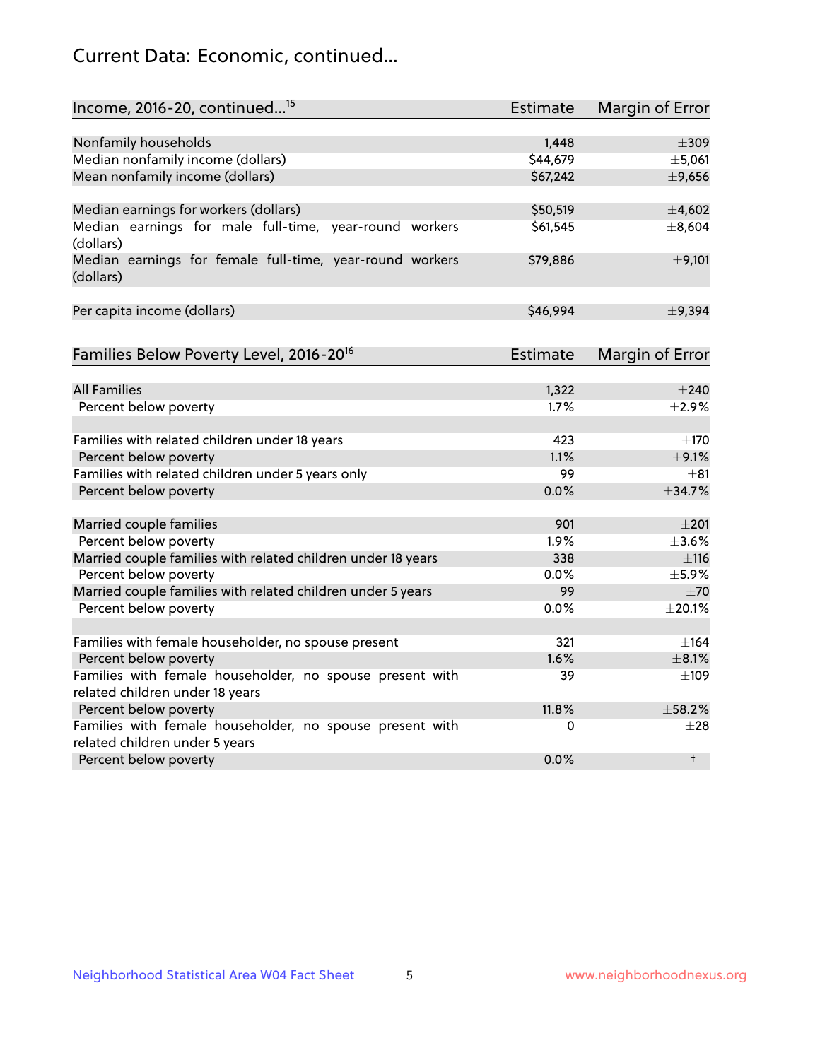## Current Data: Economic, continued...

| Income, 2016-20, continued...[15] | Estimate | Margin of Error |
|---|---|---|
| Nonfamily households | 1,448 | ±309 |
| Median nonfamily income (dollars) | $44,679 | ±5,061 |
| Mean nonfamily income (dollars) | $67,242 | ±9,656 |
| Median earnings for workers (dollars) | $50,519 | ±4,602 |
| Median earnings for male full-time, year-round workers (dollars) | $61,545 | ±8,604 |
| Median earnings for female full-time, year-round workers (dollars) | $79,886 | ±9,101 |
| Per capita income (dollars) | $46,994 | ±9,394 |

| Families Below Poverty Level, 2016-20[16] | Estimate | Margin of Error |
|---|---|---|
| All Families | 1,322 | ±240 |
| Percent below poverty | 1.7% | ±2.9% |
| Families with related children under 18 years | 423 | ±170 |
| Percent below poverty | 1.1% | ±9.1% |
| Families with related children under 5 years only | 99 | ±81 |
| Percent below poverty | 0.0% | ±34.7% |
| Married couple families | 901 | ±201 |
| Percent below poverty | 1.9% | ±3.6% |
| Married couple families with related children under 18 years | 338 | ±116 |
| Percent below poverty | 0.0% | ±5.9% |
| Married couple families with related children under 5 years | 99 | ±70 |
| Percent below poverty | 0.0% | ±20.1% |
| Families with female householder, no spouse present | 321 | ±164 |
| Percent below poverty | 1.6% | ±8.1% |
| Families with female householder, no spouse present with related children under 18 years | 39 | ±109 |
| Percent below poverty | 11.8% | ±58.2% |
| Families with female householder, no spouse present with related children under 5 years | 0 | ±28 |
| Percent below poverty | 0.0% | † |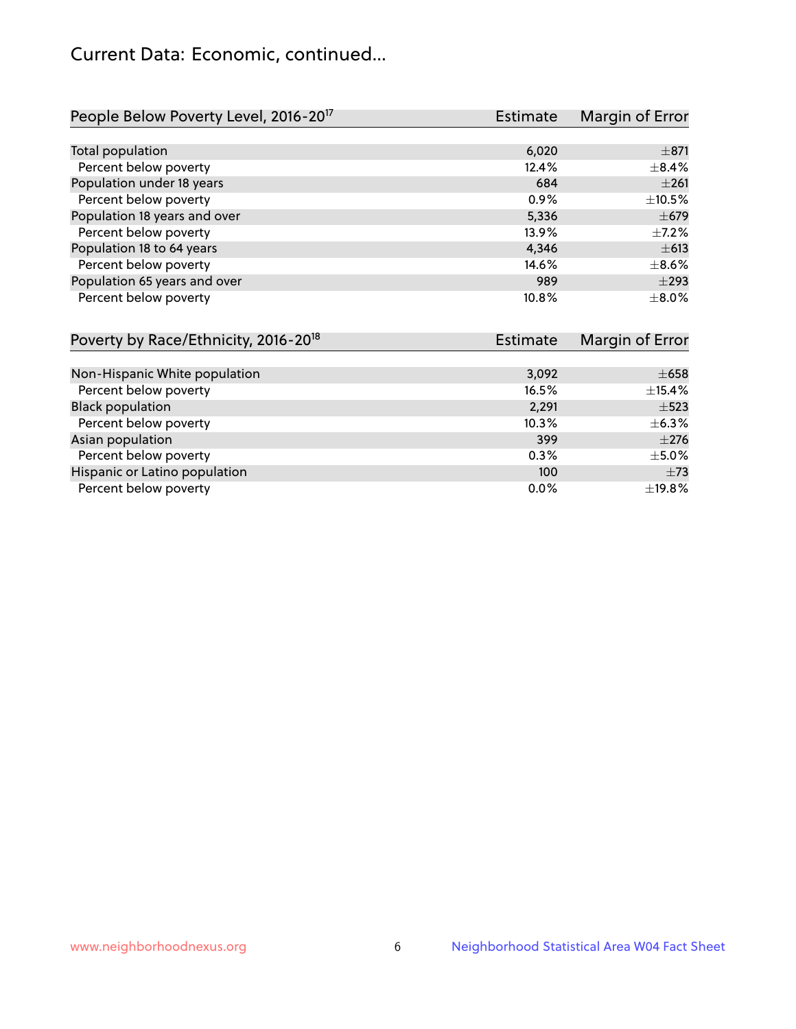# Current Data: Economic, continued...

| People Below Poverty Level, 2016-20[17] | Estimate | Margin of Error |
|---|---|---|
| Total population | 6,020 | ±871 |
| Percent below poverty | 12.4% | ±8.4% |
| Population under 18 years | 684 | ±261 |
| Percent below poverty | 0.9% | ±10.5% |
| Population 18 years and over | 5,336 | ±679 |
| Percent below poverty | 13.9% | ±7.2% |
| Population 18 to 64 years | 4,346 | ±613 |
| Percent below poverty | 14.6% | ±8.6% |
| Population 65 years and over | 989 | ±293 |
| Percent below poverty | 10.8% | ±8.0% |

| Poverty by Race/Ethnicity, 2016-20[18] | Estimate | Margin of Error |
|---|---|---|
| Non-Hispanic White population | 3,092 | ±658 |
| Percent below poverty | 16.5% | ±15.4% |
| Black population | 2,291 | ±523 |
| Percent below poverty | 10.3% | ±6.3% |
| Asian population | 399 | ±276 |
| Percent below poverty | 0.3% | ±5.0% |
| Hispanic or Latino population | 100 | ±73 |
| Percent below poverty | 0.0% | ±19.8% |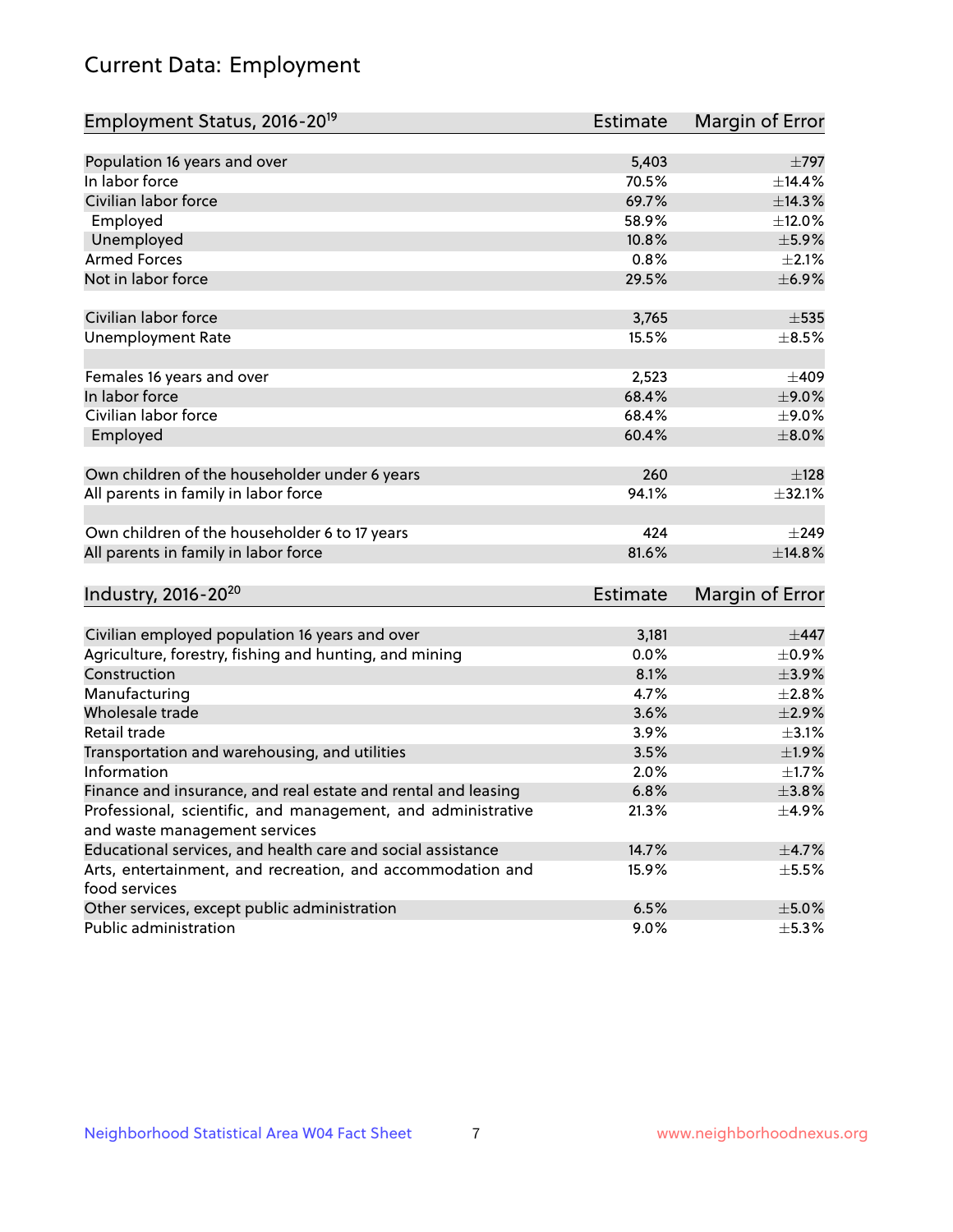# Current Data: Employment

| Employment Status, 2016-20[19] | Estimate | Margin of Error |
|---|---|---|
| Population 16 years and over | 5,403 | ±797 |
| In labor force | 70.5% | ±14.4% |
| Civilian labor force | 69.7% | ±14.3% |
| Employed | 58.9% | ±12.0% |
| Unemployed | 10.8% | ±5.9% |
| Armed Forces | 0.8% | ±2.1% |
| Not in labor force | 29.5% | ±6.9% |
| | | |
| Civilian labor force | 3,765 | ±535 |
| Unemployment Rate | 15.5% | ±8.5% |
| | | |
| Females 16 years and over | 2,523 | ±409 |
| In labor force | 68.4% | ±9.0% |
| Civilian labor force | 68.4% | ±9.0% |
| Employed | 60.4% | ±8.0% |
| | | |
| Own children of the householder under 6 years | 260 | ±128 |
| All parents in family in labor force | 94.1% | ±32.1% |
| | | |
| Own children of the householder 6 to 17 years | 424 | ±249 |
| All parents in family in labor force | 81.6% | ±14.8% |

| Industry, 2016-20[20] | Estimate | Margin of Error |
|---|---|---|
| Civilian employed population 16 years and over | 3,181 | ±447 |
| Agriculture, forestry, fishing and hunting, and mining | 0.0% | ±0.9% |
| Construction | 8.1% | ±3.9% |
| Manufacturing | 4.7% | ±2.8% |
| Wholesale trade | 3.6% | ±2.9% |
| Retail trade | 3.9% | ±3.1% |
| Transportation and warehousing, and utilities | 3.5% | ±1.9% |
| Information | 2.0% | ±1.7% |
| Finance and insurance, and real estate and rental and leasing | 6.8% | ±3.8% |
| Professional, scientific, and management, and administrative and waste management services | 21.3% | ±4.9% |
| Educational services, and health care and social assistance | 14.7% | ±4.7% |
| Arts, entertainment, and recreation, and accommodation and food services | 15.9% | ±5.5% |
| Other services, except public administration | 6.5% | ±5.0% |
| Public administration | 9.0% | ±5.3% |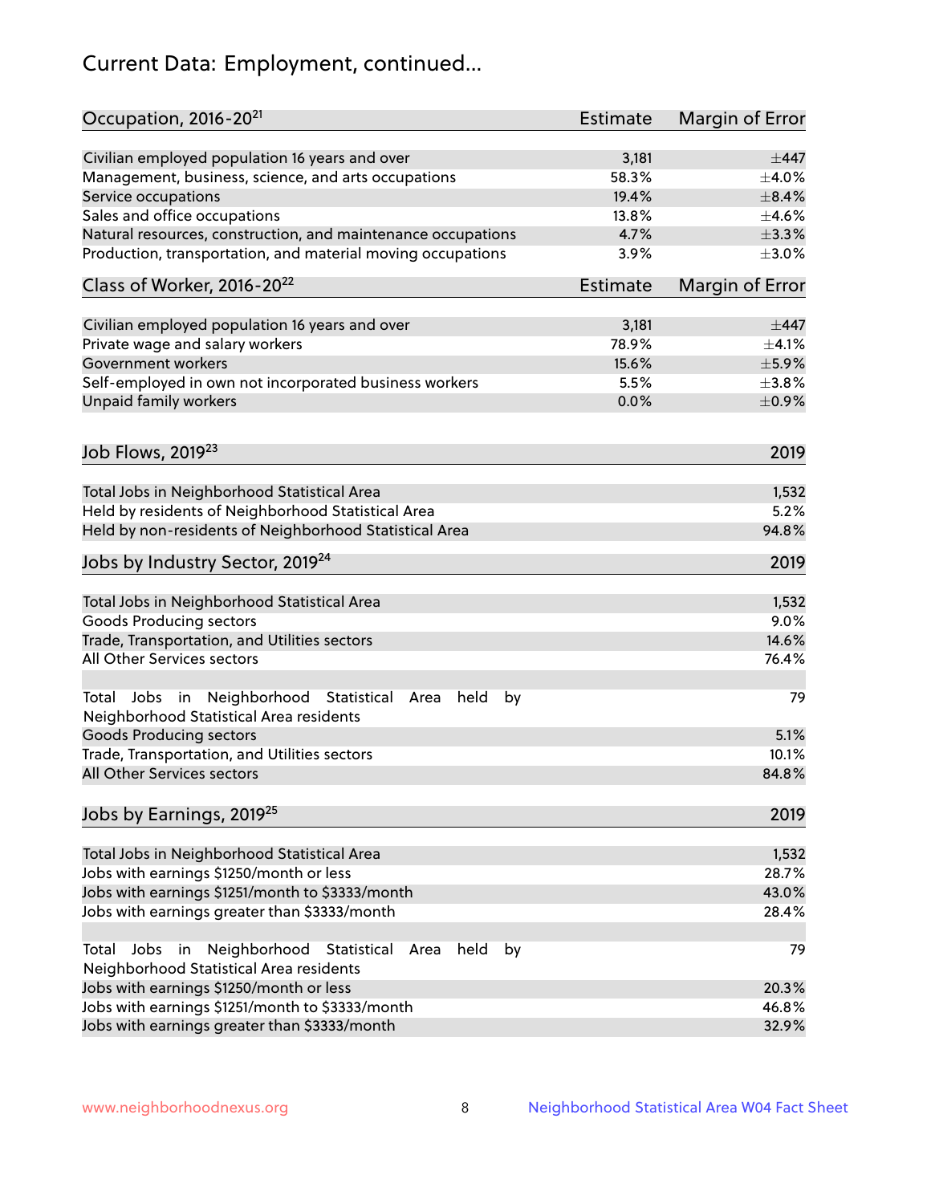# Current Data: Employment, continued...

| Occupation, 2016-20[21] | Estimate | Margin of Error |
|---|---|---|
| Civilian employed population 16 years and over | 3,181 | ±447 |
| Management, business, science, and arts occupations | 58.3% | ±4.0% |
| Service occupations | 19.4% | ±8.4% |
| Sales and office occupations | 13.8% | ±4.6% |
| Natural resources, construction, and maintenance occupations | 4.7% | ±3.3% |
| Production, transportation, and material moving occupations | 3.9% | ±3.0% |

| Class of Worker, 2016-20[22] | Estimate | Margin of Error |
|---|---|---|
| Civilian employed population 16 years and over | 3,181 | ±447 |
| Private wage and salary workers | 78.9% | ±4.1% |
| Government workers | 15.6% | ±5.9% |
| Self-employed in own not incorporated business workers | 5.5% | ±3.8% |
| Unpaid family workers | 0.0% | ±0.9% |

| Job Flows, 2019[23] | 2019 |
|---|---|
| Total Jobs in Neighborhood Statistical Area | 1,532 |
| Held by residents of Neighborhood Statistical Area | 5.2% |
| Held by non-residents of Neighborhood Statistical Area | 94.8% |

| Jobs by Industry Sector, 2019[24] | 2019 |
|---|---|
| Total Jobs in Neighborhood Statistical Area | 1,532 |
| Goods Producing sectors | 9.0% |
| Trade, Transportation, and Utilities sectors | 14.6% |
| All Other Services sectors | 76.4% |
| Total Jobs in Neighborhood Statistical Area held by Neighborhood Statistical Area residents | 79 |
| Goods Producing sectors | 5.1% |
| Trade, Transportation, and Utilities sectors | 10.1% |
| All Other Services sectors | 84.8% |

| Jobs by Earnings, 2019[25] | 2019 |
|---|---|
| Total Jobs in Neighborhood Statistical Area | 1,532 |
| Jobs with earnings $1250/month or less | 28.7% |
| Jobs with earnings $1251/month to $3333/month | 43.0% |
| Jobs with earnings greater than $3333/month | 28.4% |
| Total Jobs in Neighborhood Statistical Area held by Neighborhood Statistical Area residents | 79 |
| Jobs with earnings $1250/month or less | 20.3% |
| Jobs with earnings $1251/month to $3333/month | 46.8% |
| Jobs with earnings greater than $3333/month | 32.9% |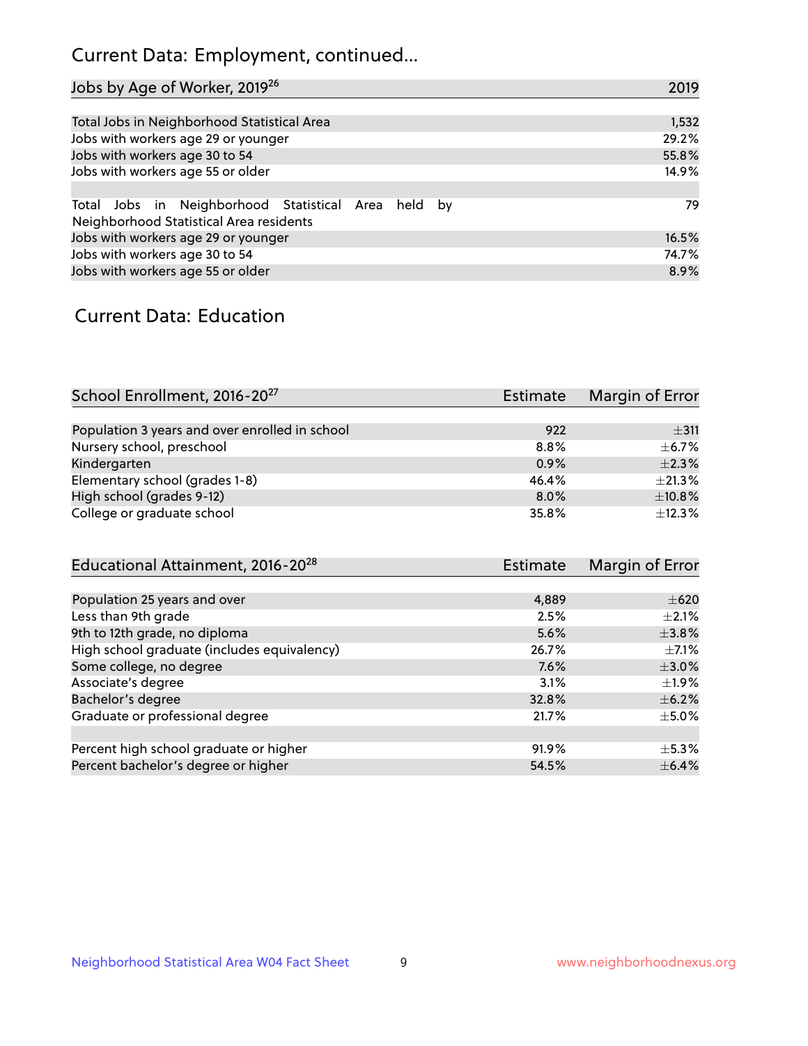## Current Data: Employment, continued...

| Jobs by Age of Worker, 2019[26] | 2019 |
| --- | --- |
| Total Jobs in Neighborhood Statistical Area | 1,532 |
| Jobs with workers age 29 or younger | 29.2% |
| Jobs with workers age 30 to 54 | 55.8% |
| Jobs with workers age 55 or older | 14.9% |
| | |
| Total Jobs in Neighborhood Statistical Area held by Neighborhood Statistical Area residents | 79 |
| Jobs with workers age 29 or younger | 16.5% |
| Jobs with workers age 30 to 54 | 74.7% |
| Jobs with workers age 55 or older | 8.9% |

## Current Data: Education

| School Enrollment, 2016-20[27] | Estimate | Margin of Error |
| --- | --- | --- |
| Population 3 years and over enrolled in school | 922 | ±311 |
| Nursery school, preschool | 8.8% | ±6.7% |
| Kindergarten | 0.9% | ±2.3% |
| Elementary school (grades 1-8) | 46.4% | ±21.3% |
| High school (grades 9-12) | 8.0% | ±10.8% |
| College or graduate school | 35.8% | ±12.3% |

| Educational Attainment, 2016-20[28] | Estimate | Margin of Error |
| --- | --- | --- |
| Population 25 years and over | 4,889 | ±620 |
| Less than 9th grade | 2.5% | ±2.1% |
| 9th to 12th grade, no diploma | 5.6% | ±3.8% |
| High school graduate (includes equivalency) | 26.7% | ±7.1% |
| Some college, no degree | 7.6% | ±3.0% |
| Associate's degree | 3.1% | ±1.9% |
| Bachelor's degree | 32.8% | ±6.2% |
| Graduate or professional degree | 21.7% | ±5.0% |
| | | |
| Percent high school graduate or higher | 91.9% | ±5.3% |
| Percent bachelor's degree or higher | 54.5% | ±6.4% |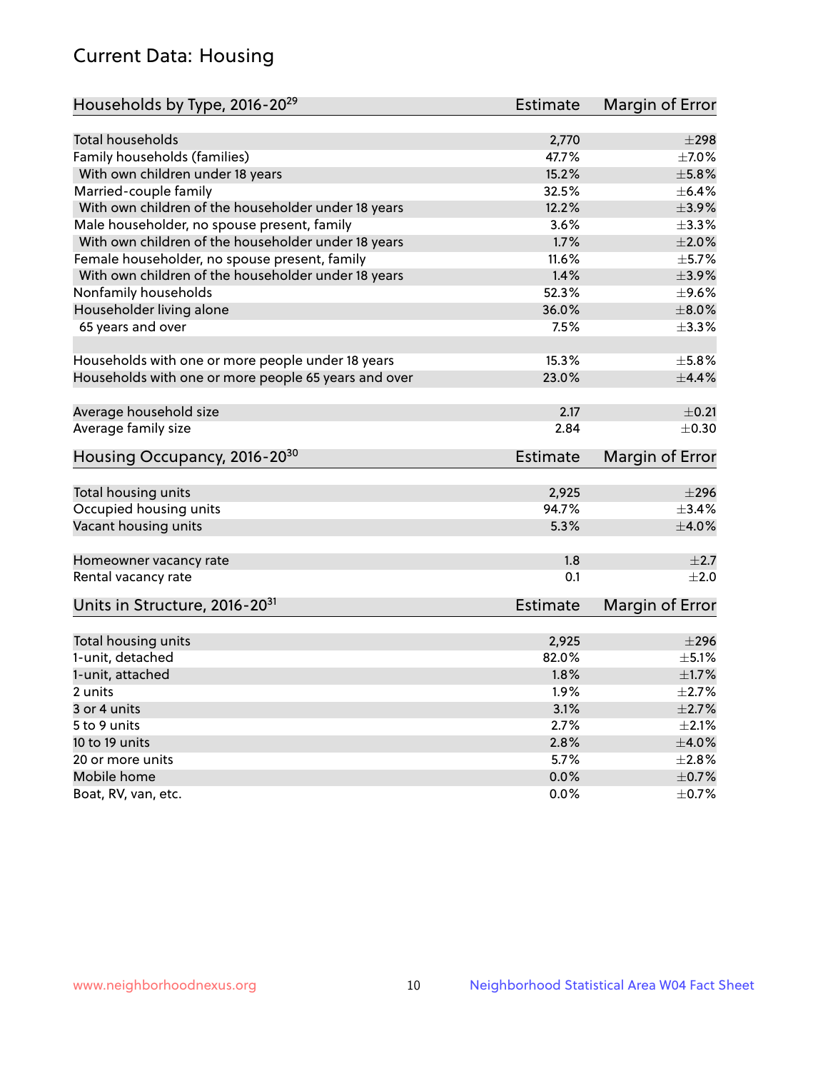## Current Data: Housing

| Households by Type, 2016-20[29] | Estimate | Margin of Error |
|---|---|---|
| Total households | 2,770 | ±298 |
| Family households (families) | 47.7% | ±7.0% |
| With own children under 18 years | 15.2% | ±5.8% |
| Married-couple family | 32.5% | ±6.4% |
| With own children of the householder under 18 years | 12.2% | ±3.9% |
| Male householder, no spouse present, family | 3.6% | ±3.3% |
| With own children of the householder under 18 years | 1.7% | ±2.0% |
| Female householder, no spouse present, family | 11.6% | ±5.7% |
| With own children of the householder under 18 years | 1.4% | ±3.9% |
| Nonfamily households | 52.3% | ±9.6% |
| Householder living alone | 36.0% | ±8.0% |
| 65 years and over | 7.5% | ±3.3% |
| Households with one or more people under 18 years | 15.3% | ±5.8% |
| Households with one or more people 65 years and over | 23.0% | ±4.4% |
| Average household size | 2.17 | ±0.21 |
| Average family size | 2.84 | ±0.30 |

| Housing Occupancy, 2016-20[30] | Estimate | Margin of Error |
|---|---|---|
| Total housing units | 2,925 | ±296 |
| Occupied housing units | 94.7% | ±3.4% |
| Vacant housing units | 5.3% | ±4.0% |
| Homeowner vacancy rate | 1.8 | ±2.7 |
| Rental vacancy rate | 0.1 | ±2.0 |

| Units in Structure, 2016-20[31] | Estimate | Margin of Error |
|---|---|---|
| Total housing units | 2,925 | ±296 |
| 1-unit, detached | 82.0% | ±5.1% |
| 1-unit, attached | 1.8% | ±1.7% |
| 2 units | 1.9% | ±2.7% |
| 3 or 4 units | 3.1% | ±2.7% |
| 5 to 9 units | 2.7% | ±2.1% |
| 10 to 19 units | 2.8% | ±4.0% |
| 20 or more units | 5.7% | ±2.8% |
| Mobile home | 0.0% | ±0.7% |
| Boat, RV, van, etc. | 0.0% | ±0.7% |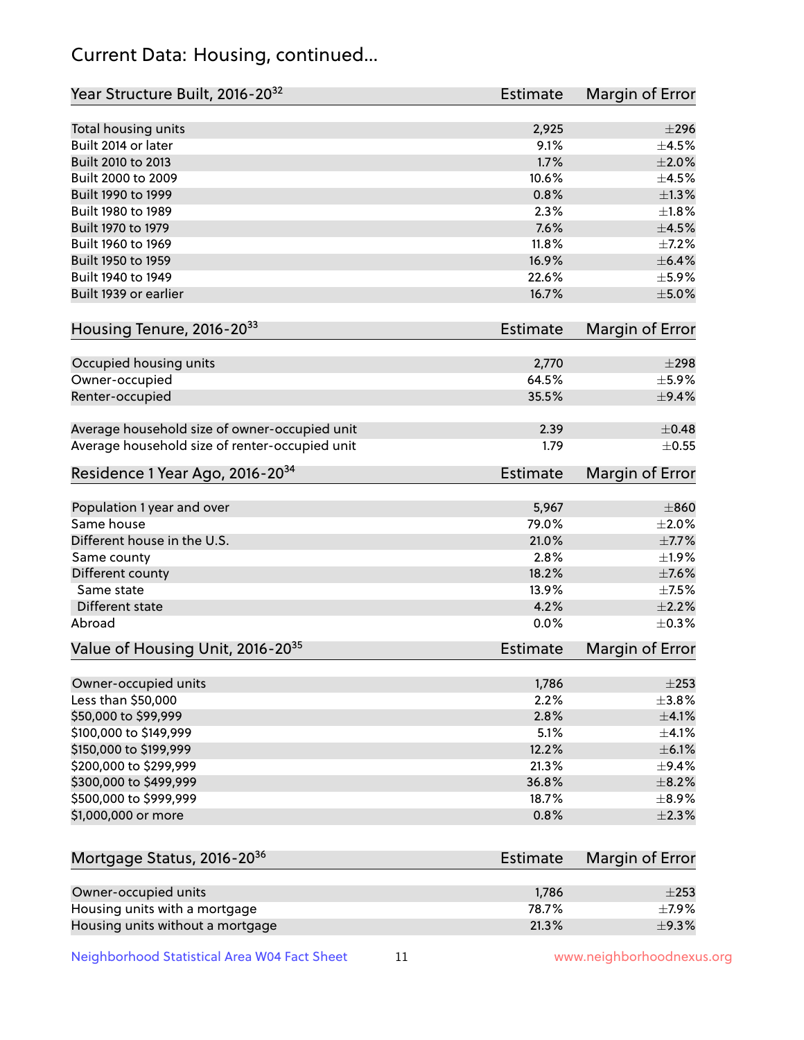## Current Data: Housing, continued...

| Year Structure Built, 2016-20[32] | Estimate | Margin of Error |
|---|---|---|
| Total housing units | 2,925 | ±296 |
| Built 2014 or later | 9.1% | ±4.5% |
| Built 2010 to 2013 | 1.7% | ±2.0% |
| Built 2000 to 2009 | 10.6% | ±4.5% |
| Built 1990 to 1999 | 0.8% | ±1.3% |
| Built 1980 to 1989 | 2.3% | ±1.8% |
| Built 1970 to 1979 | 7.6% | ±4.5% |
| Built 1960 to 1969 | 11.8% | ±7.2% |
| Built 1950 to 1959 | 16.9% | ±6.4% |
| Built 1940 to 1949 | 22.6% | ±5.9% |
| Built 1939 or earlier | 16.7% | ±5.0% |

| Housing Tenure, 2016-20[33] | Estimate | Margin of Error |
|---|---|---|
| Occupied housing units | 2,770 | ±298 |
| Owner-occupied | 64.5% | ±5.9% |
| Renter-occupied | 35.5% | ±9.4% |
| Average household size of owner-occupied unit | 2.39 | ±0.48 |
| Average household size of renter-occupied unit | 1.79 | ±0.55 |

| Residence 1 Year Ago, 2016-20[34] | Estimate | Margin of Error |
|---|---|---|
| Population 1 year and over | 5,967 | ±860 |
| Same house | 79.0% | ±2.0% |
| Different house in the U.S. | 21.0% | ±7.7% |
| Same county | 2.8% | ±1.9% |
| Different county | 18.2% | ±7.6% |
| Same state | 13.9% | ±7.5% |
| Different state | 4.2% | ±2.2% |
| Abroad | 0.0% | ±0.3% |

| Value of Housing Unit, 2016-20[35] | Estimate | Margin of Error |
|---|---|---|
| Owner-occupied units | 1,786 | ±253 |
| Less than $50,000 | 2.2% | ±3.8% |
| $50,000 to $99,999 | 2.8% | ±4.1% |
| $100,000 to $149,999 | 5.1% | ±4.1% |
| $150,000 to $199,999 | 12.2% | ±6.1% |
| $200,000 to $299,999 | 21.3% | ±9.4% |
| $300,000 to $499,999 | 36.8% | ±8.2% |
| $500,000 to $999,999 | 18.7% | ±8.9% |
| $1,000,000 or more | 0.8% | ±2.3% |

| Mortgage Status, 2016-20[36] | Estimate | Margin of Error |
|---|---|---|
| Owner-occupied units | 1,786 | ±253 |
| Housing units with a mortgage | 78.7% | ±7.9% |
| Housing units without a mortgage | 21.3% | ±9.3% |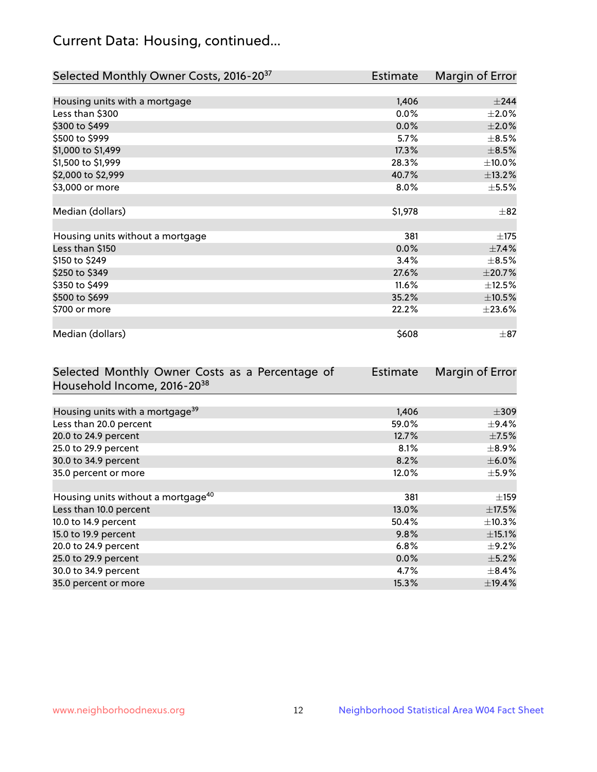## Current Data: Housing, continued...

| Selected Monthly Owner Costs, 2016-20[37] | Estimate | Margin of Error |
|---|---|---|
| Housing units with a mortgage | 1,406 | ±244 |
| Less than $300 | 0.0% | ±2.0% |
| $300 to $499 | 0.0% | ±2.0% |
| $500 to $999 | 5.7% | ±8.5% |
| $1,000 to $1,499 | 17.3% | ±8.5% |
| $1,500 to $1,999 | 28.3% | ±10.0% |
| $2,000 to $2,999 | 40.7% | ±13.2% |
| $3,000 or more | 8.0% | ±5.5% |
| | | |
| Median (dollars) | $1,978 | ±82 |
| | | |
| Housing units without a mortgage | 381 | ±175 |
| Less than $150 | 0.0% | ±7.4% |
| $150 to $249 | 3.4% | ±8.5% |
| $250 to $349 | 27.6% | ±20.7% |
| $350 to $499 | 11.6% | ±12.5% |
| $500 to $699 | 35.2% | ±10.5% |
| $700 or more | 22.2% | ±23.6% |
| | | |
| Median (dollars) | $608 | ±87 |

| Selected Monthly Owner Costs as a Percentage of Household Income, 2016-20[38] | Estimate | Margin of Error |
|---|---|---|
| Housing units with a mortgage[39] | 1,406 | ±309 |
| Less than 20.0 percent | 59.0% | ±9.4% |
| 20.0 to 24.9 percent | 12.7% | ±7.5% |
| 25.0 to 29.9 percent | 8.1% | ±8.9% |
| 30.0 to 34.9 percent | 8.2% | ±6.0% |
| 35.0 percent or more | 12.0% | ±5.9% |
| | | |
| Housing units without a mortgage[40] | 381 | ±159 |
| Less than 10.0 percent | 13.0% | ±17.5% |
| 10.0 to 14.9 percent | 50.4% | ±10.3% |
| 15.0 to 19.9 percent | 9.8% | ±15.1% |
| 20.0 to 24.9 percent | 6.8% | ±9.2% |
| 25.0 to 29.9 percent | 0.0% | ±5.2% |
| 30.0 to 34.9 percent | 4.7% | ±8.4% |
| 35.0 percent or more | 15.3% | ±19.4% |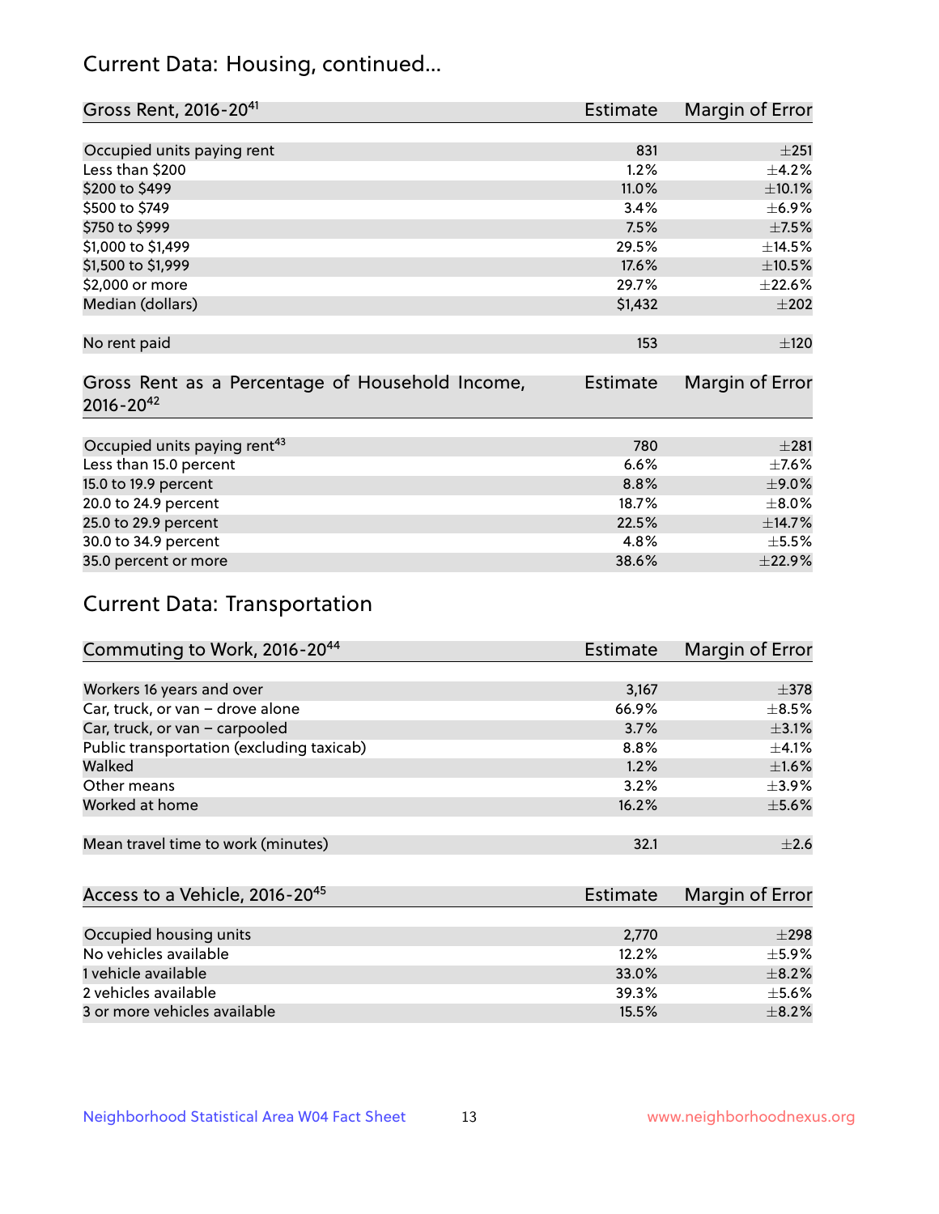## Current Data: Housing, continued...

| Gross Rent, 2016-20[41] | Estimate | Margin of Error |
|---|---|---|
| Occupied units paying rent | 831 | ±251 |
| Less than $200 | 1.2% | ±4.2% |
| $200 to $499 | 11.0% | ±10.1% |
| $500 to $749 | 3.4% | ±6.9% |
| $750 to $999 | 7.5% | ±7.5% |
| $1,000 to $1,499 | 29.5% | ±14.5% |
| $1,500 to $1,999 | 17.6% | ±10.5% |
| $2,000 or more | 29.7% | ±22.6% |
| Median (dollars) | $1,432 | ±202 |
| No rent paid | 153 | ±120 |

| Gross Rent as a Percentage of Household Income, 2016-20[42] | Estimate | Margin of Error |
|---|---|---|
| Occupied units paying rent[43] | 780 | ±281 |
| Less than 15.0 percent | 6.6% | ±7.6% |
| 15.0 to 19.9 percent | 8.8% | ±9.0% |
| 20.0 to 24.9 percent | 18.7% | ±8.0% |
| 25.0 to 29.9 percent | 22.5% | ±14.7% |
| 30.0 to 34.9 percent | 4.8% | ±5.5% |
| 35.0 percent or more | 38.6% | ±22.9% |

## Current Data: Transportation

| Commuting to Work, 2016-20[44] | Estimate | Margin of Error |
|---|---|---|
| Workers 16 years and over | 3,167 | ±378 |
| Car, truck, or van – drove alone | 66.9% | ±8.5% |
| Car, truck, or van – carpooled | 3.7% | ±3.1% |
| Public transportation (excluding taxicab) | 8.8% | ±4.1% |
| Walked | 1.2% | ±1.6% |
| Other means | 3.2% | ±3.9% |
| Worked at home | 16.2% | ±5.6% |
| Mean travel time to work (minutes) | 32.1 | ±2.6 |

| Access to a Vehicle, 2016-20[45] | Estimate | Margin of Error |
|---|---|---|
| Occupied housing units | 2,770 | ±298 |
| No vehicles available | 12.2% | ±5.9% |
| 1 vehicle available | 33.0% | ±8.2% |
| 2 vehicles available | 39.3% | ±5.6% |
| 3 or more vehicles available | 15.5% | ±8.2% |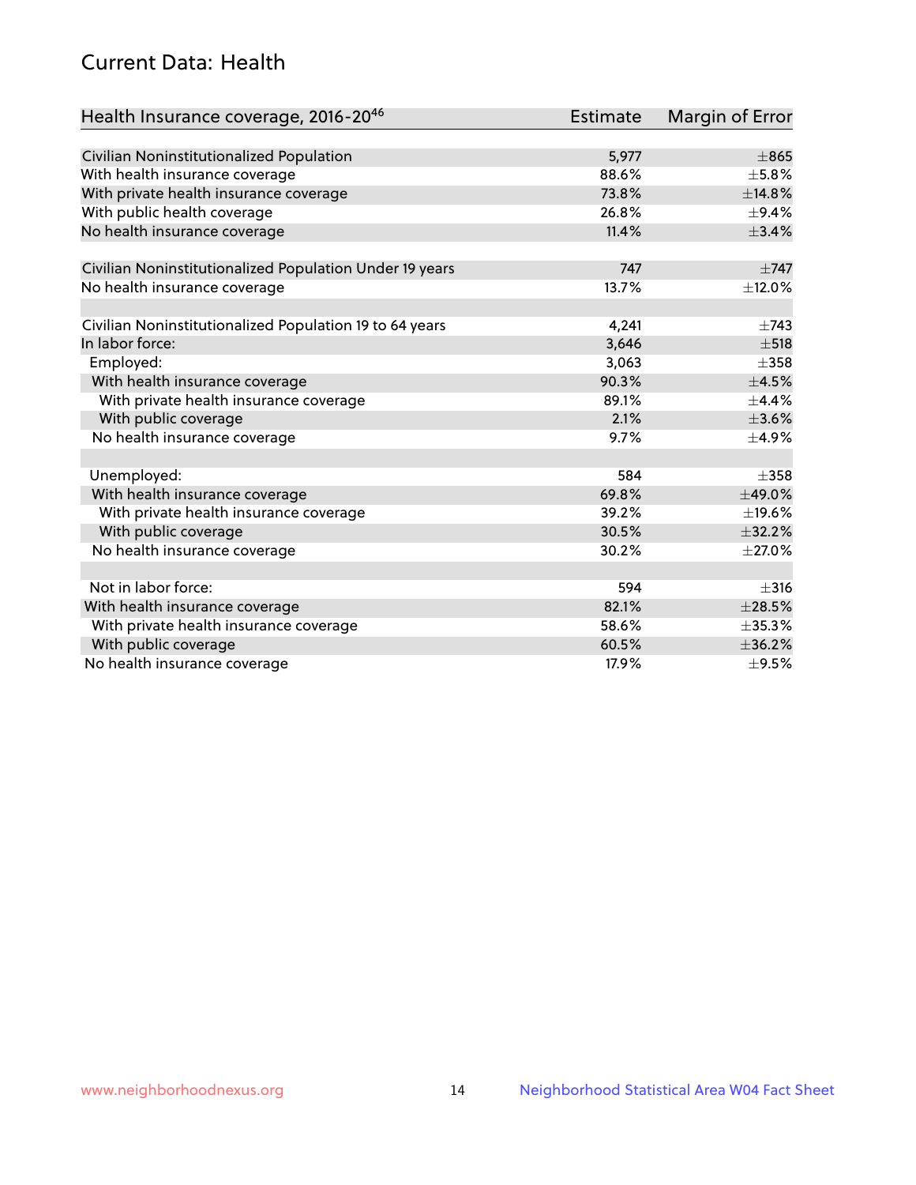# Current Data: Health

| Health Insurance coverage, 2016-20[46] | Estimate | Margin of Error |
|---|---|---|
| Civilian Noninstitutionalized Population | 5,977 | ±865 |
| With health insurance coverage | 88.6% | ±5.8% |
| With private health insurance coverage | 73.8% | ±14.8% |
| With public health coverage | 26.8% | ±9.4% |
| No health insurance coverage | 11.4% | ±3.4% |
| | | |
| Civilian Noninstitutionalized Population Under 19 years | 747 | ±747 |
| No health insurance coverage | 13.7% | ±12.0% |
| | | |
| Civilian Noninstitutionalized Population 19 to 64 years | 4,241 | ±743 |
| In labor force: | 3,646 | ±518 |
| Employed: | 3,063 | ±358 |
| With health insurance coverage | 90.3% | ±4.5% |
| With private health insurance coverage | 89.1% | ±4.4% |
| With public coverage | 2.1% | ±3.6% |
| No health insurance coverage | 9.7% | ±4.9% |
| | | |
| Unemployed: | 584 | ±358 |
| With health insurance coverage | 69.8% | ±49.0% |
| With private health insurance coverage | 39.2% | ±19.6% |
| With public coverage | 30.5% | ±32.2% |
| No health insurance coverage | 30.2% | ±27.0% |
| | | |
| Not in labor force: | 594 | ±316 |
| With health insurance coverage | 82.1% | ±28.5% |
| With private health insurance coverage | 58.6% | ±35.3% |
| With public coverage | 60.5% | ±36.2% |
| No health insurance coverage | 17.9% | ±9.5% |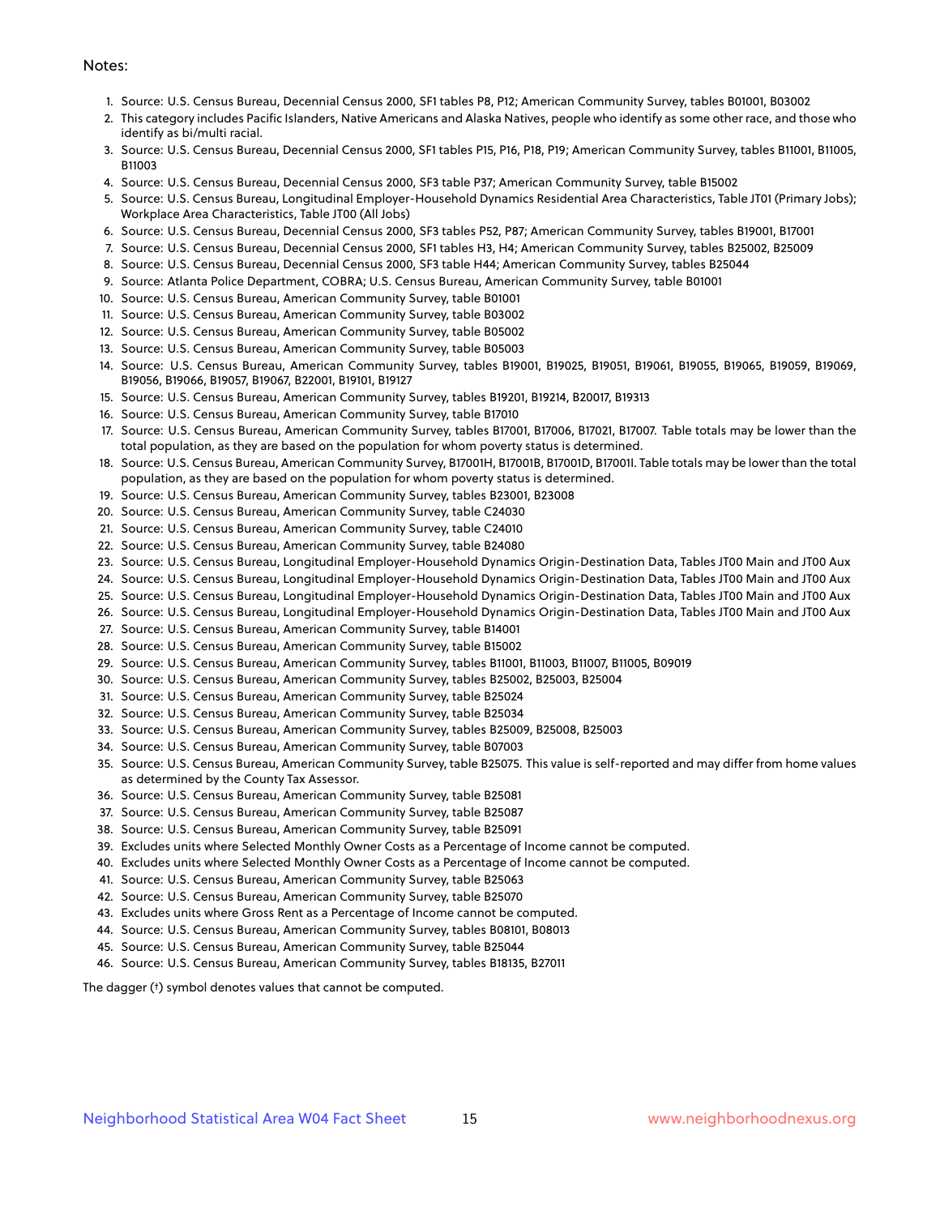Notes:

1. Source: U.S. Census Bureau, Decennial Census 2000, SF1 tables P8, P12; American Community Survey, tables B01001, B03002
2. This category includes Pacific Islanders, Native Americans and Alaska Natives, people who identify as some other race, and those who identify as bi/multi racial.
3. Source: U.S. Census Bureau, Decennial Census 2000, SF1 tables P15, P16, P18, P19; American Community Survey, tables B11001, B11005, B11003
4. Source: U.S. Census Bureau, Decennial Census 2000, SF3 table P37; American Community Survey, table B15002
5. Source: U.S. Census Bureau, Longitudinal Employer-Household Dynamics Residential Area Characteristics, Table JT01 (Primary Jobs); Workplace Area Characteristics, Table JT00 (All Jobs)
6. Source: U.S. Census Bureau, Decennial Census 2000, SF3 tables P52, P87; American Community Survey, tables B19001, B17001
7. Source: U.S. Census Bureau, Decennial Census 2000, SF1 tables H3, H4; American Community Survey, tables B25002, B25009
8. Source: U.S. Census Bureau, Decennial Census 2000, SF3 table H44; American Community Survey, tables B25044
9. Source: Atlanta Police Department, COBRA; U.S. Census Bureau, American Community Survey, table B01001
10. Source: U.S. Census Bureau, American Community Survey, table B01001
11. Source: U.S. Census Bureau, American Community Survey, table B03002
12. Source: U.S. Census Bureau, American Community Survey, table B05002
13. Source: U.S. Census Bureau, American Community Survey, table B05003
14. Source: U.S. Census Bureau, American Community Survey, tables B19001, B19025, B19051, B19061, B19055, B19065, B19059, B19069, B19056, B19066, B19057, B19067, B22001, B19101, B19127
15. Source: U.S. Census Bureau, American Community Survey, tables B19201, B19214, B20017, B19313
16. Source: U.S. Census Bureau, American Community Survey, table B17010
17. Source: U.S. Census Bureau, American Community Survey, tables B17001, B17006, B17021, B17007. Table totals may be lower than the total population, as they are based on the population for whom poverty status is determined.
18. Source: U.S. Census Bureau, American Community Survey, B17001H, B17001B, B17001D, B17001I. Table totals may be lower than the total population, as they are based on the population for whom poverty status is determined.
19. Source: U.S. Census Bureau, American Community Survey, tables B23001, B23008
20. Source: U.S. Census Bureau, American Community Survey, table C24030
21. Source: U.S. Census Bureau, American Community Survey, table C24010
22. Source: U.S. Census Bureau, American Community Survey, table B24080
23. Source: U.S. Census Bureau, Longitudinal Employer-Household Dynamics Origin-Destination Data, Tables JT00 Main and JT00 Aux
24. Source: U.S. Census Bureau, Longitudinal Employer-Household Dynamics Origin-Destination Data, Tables JT00 Main and JT00 Aux
25. Source: U.S. Census Bureau, Longitudinal Employer-Household Dynamics Origin-Destination Data, Tables JT00 Main and JT00 Aux
26. Source: U.S. Census Bureau, Longitudinal Employer-Household Dynamics Origin-Destination Data, Tables JT00 Main and JT00 Aux
27. Source: U.S. Census Bureau, American Community Survey, table B14001
28. Source: U.S. Census Bureau, American Community Survey, table B15002
29. Source: U.S. Census Bureau, American Community Survey, tables B11001, B11003, B11007, B11005, B09019
30. Source: U.S. Census Bureau, American Community Survey, tables B25002, B25003, B25004
31. Source: U.S. Census Bureau, American Community Survey, table B25024
32. Source: U.S. Census Bureau, American Community Survey, table B25034
33. Source: U.S. Census Bureau, American Community Survey, tables B25009, B25008, B25003
34. Source: U.S. Census Bureau, American Community Survey, table B07003
35. Source: U.S. Census Bureau, American Community Survey, table B25075. This value is self-reported and may differ from home values as determined by the County Tax Assessor.
36. Source: U.S. Census Bureau, American Community Survey, table B25081
37. Source: U.S. Census Bureau, American Community Survey, table B25087
38. Source: U.S. Census Bureau, American Community Survey, table B25091
39. Excludes units where Selected Monthly Owner Costs as a Percentage of Income cannot be computed.
40. Excludes units where Selected Monthly Owner Costs as a Percentage of Income cannot be computed.
41. Source: U.S. Census Bureau, American Community Survey, table B25063
42. Source: U.S. Census Bureau, American Community Survey, table B25070
43. Excludes units where Gross Rent as a Percentage of Income cannot be computed.
44. Source: U.S. Census Bureau, American Community Survey, tables B08101, B08013
45. Source: U.S. Census Bureau, American Community Survey, table B25044
46. Source: U.S. Census Bureau, American Community Survey, tables B18135, B27011

The dagger (†) symbol denotes values that cannot be computed.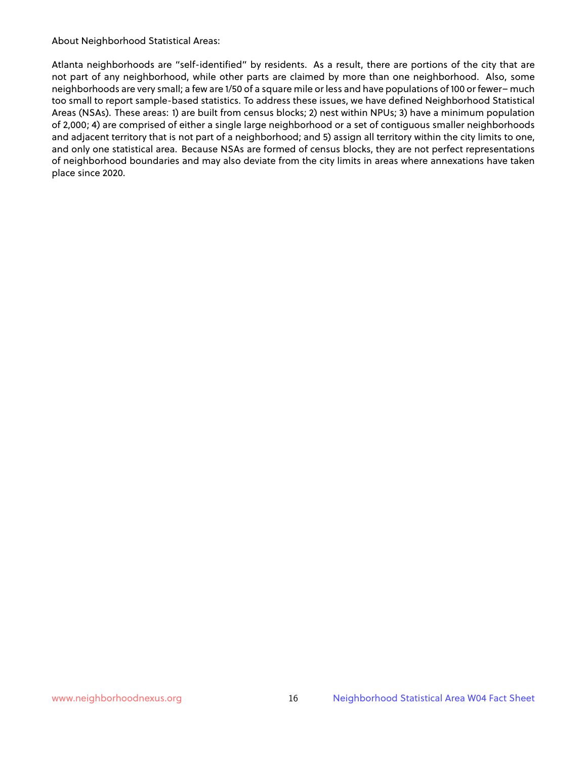About Neighborhood Statistical Areas:

Atlanta neighborhoods are "self-identified" by residents. As a result, there are portions of the city that are not part of any neighborhood, while other parts are claimed by more than one neighborhood. Also, some neighborhoods are very small; a few are 1/50 of a square mile or less and have populations of 100 or fewer– much too small to report sample-based statistics. To address these issues, we have defined Neighborhood Statistical Areas (NSAs). These areas: 1) are built from census blocks; 2) nest within NPUs; 3) have a minimum population of 2,000; 4) are comprised of either a single large neighborhood or a set of contiguous smaller neighborhoods and adjacent territory that is not part of a neighborhood; and 5) assign all territory within the city limits to one, and only one statistical area. Because NSAs are formed of census blocks, they are not perfect representations of neighborhood boundaries and may also deviate from the city limits in areas where annexations have taken place since 2020.